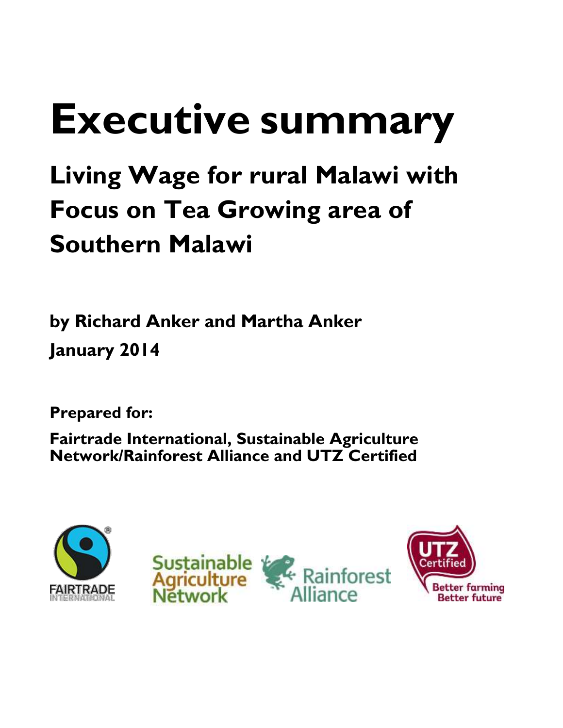# Executive summary

## Living Wage for rural Malawi with Focus on Tea Growing area of Southern Malawi

**by Richard Anker and Martha Anker**

**January 2014**

**Prepared for:**

**Fairtrade International, Sustainable Agriculture Network/Rainforest Alliance and UTZ Certified**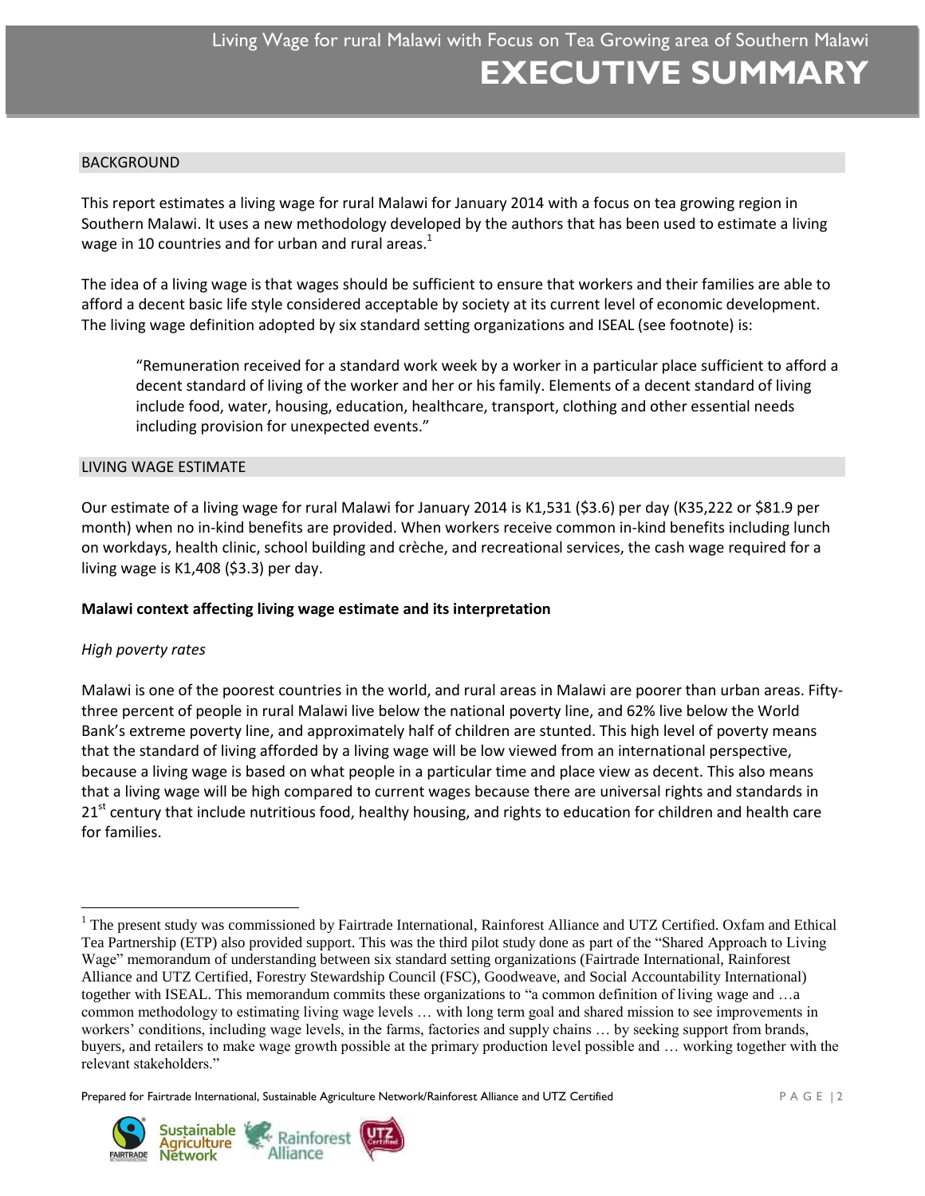# EXECUTIVE SUMMARY

## BACKGROUND

This report estimates a living wage for rural Malawi for January 2014 with a focus on tea growing region in Southern Malawi. It uses a new methodology developed by the authors that has been used to estimate a living wage in 10 countries and for urban and rural areas.[1]

The idea of a living wage is that wages should be sufficient to ensure that workers and their families are able to afford a decent basic life style considered acceptable by society at its current level of economic development. The living wage definition adopted by six standard setting organizations and ISEAL (see footnote) is:

> "Remuneration received for a standard work week by a worker in a particular place sufficient to afford a decent standard of living of the worker and her or his family. Elements of a decent standard of living include food, water, housing, education, healthcare, transport, clothing and other essential needs including provision for unexpected events."

## LIVING WAGE ESTIMATE

Our estimate of a living wage for rural Malawi for January 2014 is K1,531 ($3.6) per day (K35,222 or $81.9 per month) when no in-kind benefits are provided. When workers receive common in-kind benefits including lunch on workdays, health clinic, school building and crèche, and recreational services, the cash wage required for a living wage is K1,408 ($3.3) per day.

### Malawi context affecting living wage estimate and its interpretation

*High poverty rates*

Malawi is one of the poorest countries in the world, and rural areas in Malawi are poorer than urban areas. Fifty-three percent of people in rural Malawi live below the national poverty line, and 62% live below the World Bank's extreme poverty line, and approximately half of children are stunted. This high level of poverty means that the standard of living afforded by a living wage will be low viewed from an international perspective, because a living wage is based on what people in a particular time and place view as decent. This also means that a living wage will be high compared to current wages because there are universal rights and standards in 21st century that include nutritious food, healthy housing, and rights to education for children and health care for families.

---

[1] The present study was commissioned by Fairtrade International, Rainforest Alliance and UTZ Certified. Oxfam and Ethical Tea Partnership (ETP) also provided support. This was the third pilot study done as part of the "Shared Approach to Living Wage" memorandum of understanding between six standard setting organizations (Fairtrade International, Rainforest Alliance and UTZ Certified, Forestry Stewardship Council (FSC), Goodweave, and Social Accountability International) together with ISEAL. This memorandum commits these organizations to "a common definition of living wage and …a common methodology to estimating living wage levels … with long term goal and shared mission to see improvements in workers' conditions, including wage levels, in the farms, factories and supply chains … by seeking support from brands, buyers, and retailers to make wage growth possible at the primary production level possible and … working together with the relevant stakeholders."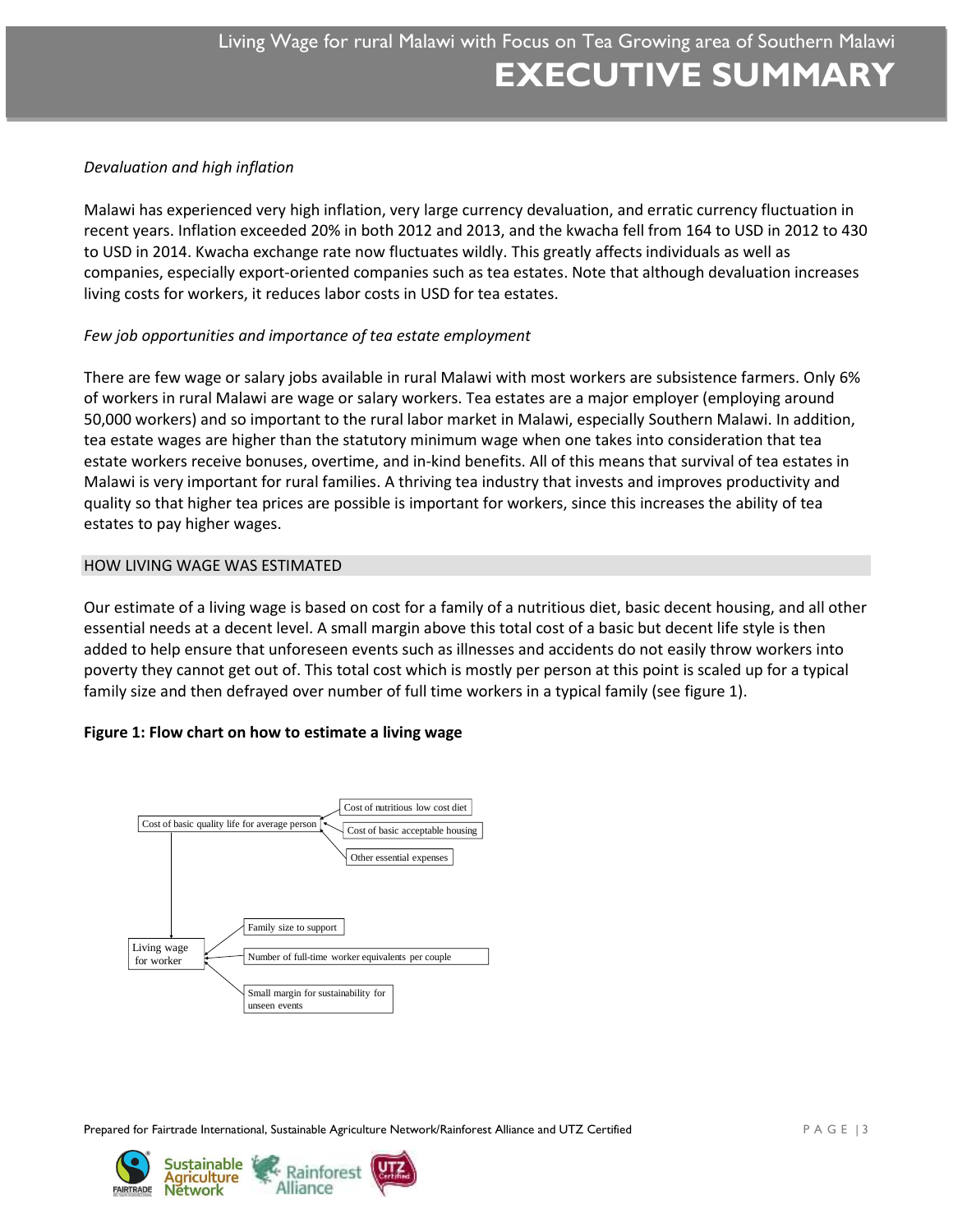*Devaluation and high inflation*

Malawi has experienced very high inflation, very large currency devaluation, and erratic currency fluctuation in recent years. Inflation exceeded 20% in both 2012 and 2013, and the kwacha fell from 164 to USD in 2012 to 430 to USD in 2014. Kwacha exchange rate now fluctuates wildly. This greatly affects individuals as well as companies, especially export-oriented companies such as tea estates. Note that although devaluation increases living costs for workers, it reduces labor costs in USD for tea estates.

*Few job opportunities and importance of tea estate employment*

There are few wage or salary jobs available in rural Malawi with most workers are subsistence farmers. Only 6% of workers in rural Malawi are wage or salary workers. Tea estates are a major employer (employing around 50,000 workers) and so important to the rural labor market in Malawi, especially Southern Malawi. In addition, tea estate wages are higher than the statutory minimum wage when one takes into consideration that tea estate workers receive bonuses, overtime, and in-kind benefits. All of this means that survival of tea estates in Malawi is very important for rural families. A thriving tea industry that invests and improves productivity and quality so that higher tea prices are possible is important for workers, since this increases the ability of tea estates to pay higher wages.

## HOW LIVING WAGE WAS ESTIMATED

Our estimate of a living wage is based on cost for a family of a nutritious diet, basic decent housing, and all other essential needs at a decent level. A small margin above this total cost of a basic but decent life style is then added to help ensure that unforeseen events such as illnesses and accidents do not easily throw workers into poverty they cannot get out of. This total cost which is mostly per person at this point is scaled up for a typical family size and then defrayed over number of full time workers in a typical family (see figure 1).

**Figure 1: Flow chart on how to estimate a living wage**

- Cost of basic quality life for average person
  - Cost of nutritious low cost diet
  - Cost of basic acceptable housing
  - Other essential expenses
- Living wage for worker
  - Family size to support
  - Number of full-time worker equivalents per couple
  - Small margin for sustainability for unseen events

Prepared for Fairtrade International, Sustainable Agriculture Network/Rainforest Alliance and UTZ Certified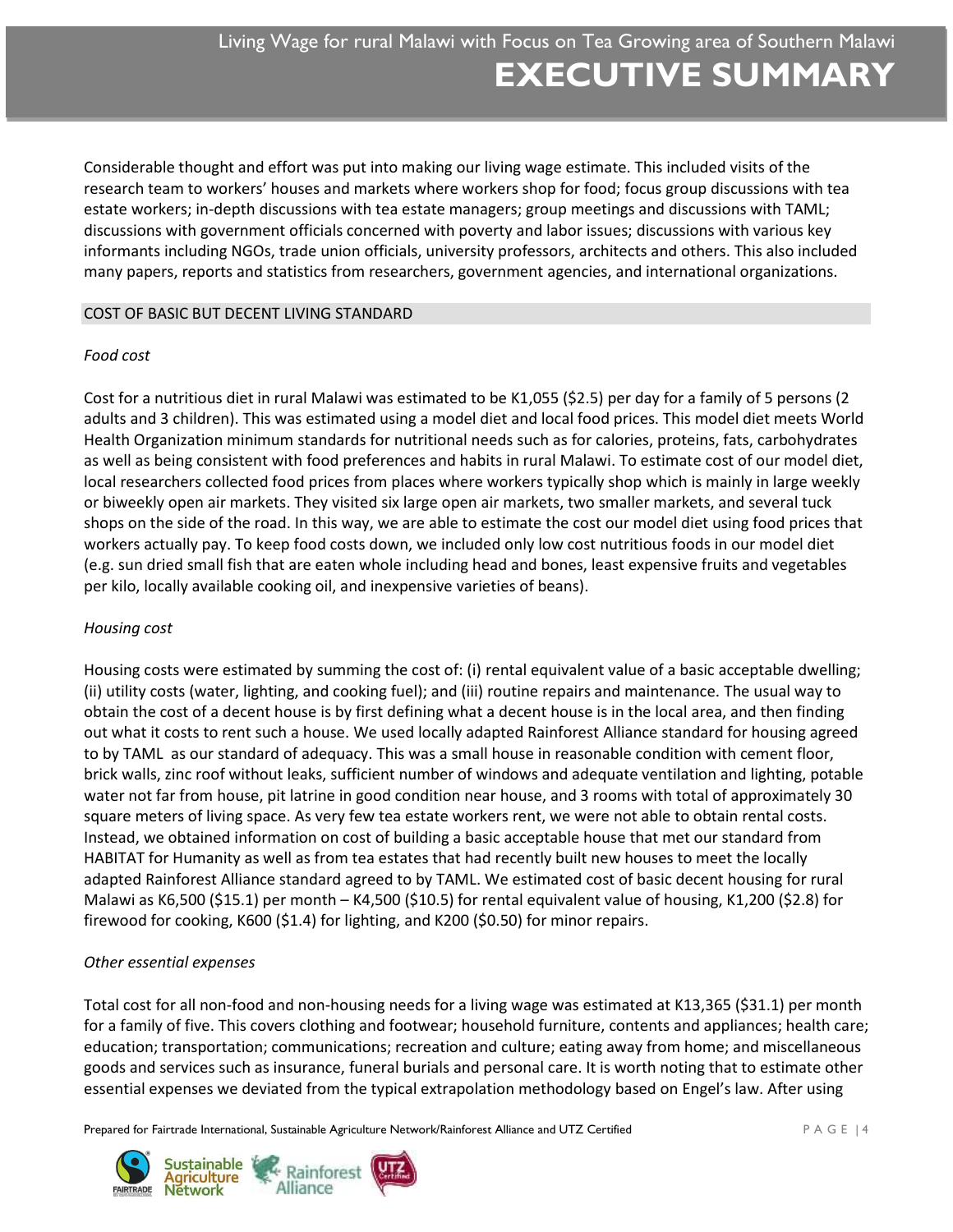Considerable thought and effort was put into making our living wage estimate. This included visits of the research team to workers' houses and markets where workers shop for food; focus group discussions with tea estate workers; in-depth discussions with tea estate managers; group meetings and discussions with TAML; discussions with government officials concerned with poverty and labor issues; discussions with various key informants including NGOs, trade union officials, university professors, architects and others. This also included many papers, reports and statistics from researchers, government agencies, and international organizations.

## COST OF BASIC BUT DECENT LIVING STANDARD

### *Food cost*

Cost for a nutritious diet in rural Malawi was estimated to be K1,055 ($2.5) per day for a family of 5 persons (2 adults and 3 children). This was estimated using a model diet and local food prices. This model diet meets World Health Organization minimum standards for nutritional needs such as for calories, proteins, fats, carbohydrates as well as being consistent with food preferences and habits in rural Malawi. To estimate cost of our model diet, local researchers collected food prices from places where workers typically shop which is mainly in large weekly or biweekly open air markets. They visited six large open air markets, two smaller markets, and several tuck shops on the side of the road. In this way, we are able to estimate the cost our model diet using food prices that workers actually pay. To keep food costs down, we included only low cost nutritious foods in our model diet (e.g. sun dried small fish that are eaten whole including head and bones, least expensive fruits and vegetables per kilo, locally available cooking oil, and inexpensive varieties of beans).

### *Housing cost*

Housing costs were estimated by summing the cost of: (i) rental equivalent value of a basic acceptable dwelling; (ii) utility costs (water, lighting, and cooking fuel); and (iii) routine repairs and maintenance. The usual way to obtain the cost of a decent house is by first defining what a decent house is in the local area, and then finding out what it costs to rent such a house. We used locally adapted Rainforest Alliance standard for housing agreed to by TAML as our standard of adequacy. This was a small house in reasonable condition with cement floor, brick walls, zinc roof without leaks, sufficient number of windows and adequate ventilation and lighting, potable water not far from house, pit latrine in good condition near house, and 3 rooms with total of approximately 30 square meters of living space. As very few tea estate workers rent, we were not able to obtain rental costs. Instead, we obtained information on cost of building a basic acceptable house that met our standard from HABITAT for Humanity as well as from tea estates that had recently built new houses to meet the locally adapted Rainforest Alliance standard agreed to by TAML. We estimated cost of basic decent housing for rural Malawi as K6,500 ($15.1) per month – K4,500 ($10.5) for rental equivalent value of housing, K1,200 ($2.8) for firewood for cooking, K600 ($1.4) for lighting, and K200 ($0.50) for minor repairs.

### *Other essential expenses*

Total cost for all non-food and non-housing needs for a living wage was estimated at K13,365 ($31.1) per month for a family of five. This covers clothing and footwear; household furniture, contents and appliances; health care; education; transportation; communications; recreation and culture; eating away from home; and miscellaneous goods and services such as insurance, funeral burials and personal care. It is worth noting that to estimate other essential expenses we deviated from the typical extrapolation methodology based on Engel's law. After using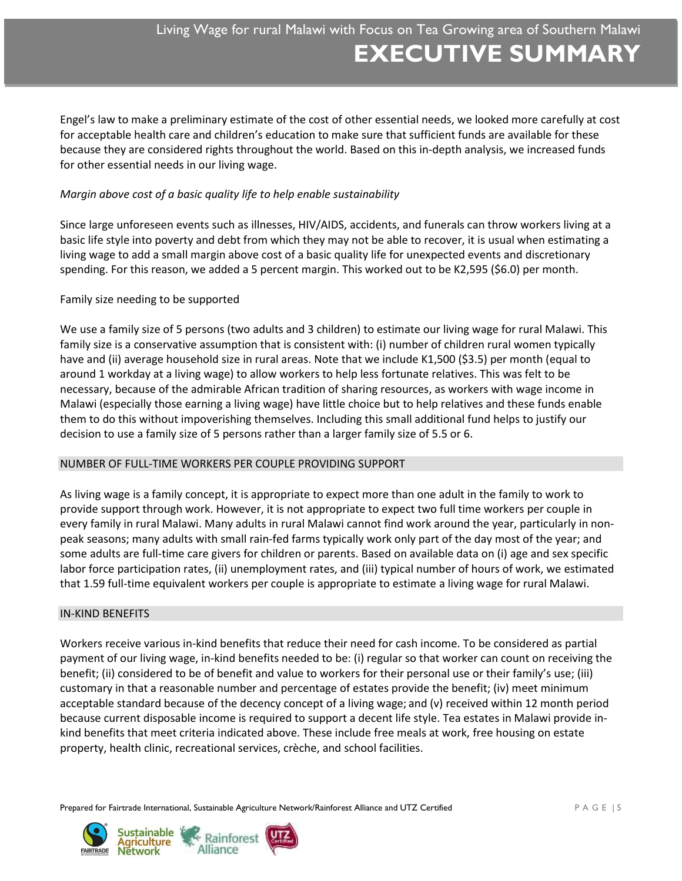Engel's law to make a preliminary estimate of the cost of other essential needs, we looked more carefully at cost for acceptable health care and children's education to make sure that sufficient funds are available for these because they are considered rights throughout the world. Based on this in-depth analysis, we increased funds for other essential needs in our living wage.

*Margin above cost of a basic quality life to help enable sustainability*

Since large unforeseen events such as illnesses, HIV/AIDS, accidents, and funerals can throw workers living at a basic life style into poverty and debt from which they may not be able to recover, it is usual when estimating a living wage to add a small margin above cost of a basic quality life for unexpected events and discretionary spending. For this reason, we added a 5 percent margin. This worked out to be K2,595 ($6.0) per month.

Family size needing to be supported

We use a family size of 5 persons (two adults and 3 children) to estimate our living wage for rural Malawi. This family size is a conservative assumption that is consistent with: (i) number of children rural women typically have and (ii) average household size in rural areas. Note that we include K1,500 ($3.5) per month (equal to around 1 workday at a living wage) to allow workers to help less fortunate relatives. This was felt to be necessary, because of the admirable African tradition of sharing resources, as workers with wage income in Malawi (especially those earning a living wage) have little choice but to help relatives and these funds enable them to do this without impoverishing themselves. Including this small additional fund helps to justify our decision to use a family size of 5 persons rather than a larger family size of 5.5 or 6.

## NUMBER OF FULL-TIME WORKERS PER COUPLE PROVIDING SUPPORT

As living wage is a family concept, it is appropriate to expect more than one adult in the family to work to provide support through work. However, it is not appropriate to expect two full time workers per couple in every family in rural Malawi. Many adults in rural Malawi cannot find work around the year, particularly in non-peak seasons; many adults with small rain-fed farms typically work only part of the day most of the year; and some adults are full-time care givers for children or parents. Based on available data on (i) age and sex specific labor force participation rates, (ii) unemployment rates, and (iii) typical number of hours of work, we estimated that 1.59 full-time equivalent workers per couple is appropriate to estimate a living wage for rural Malawi.

## IN-KIND BENEFITS

Workers receive various in-kind benefits that reduce their need for cash income. To be considered as partial payment of our living wage, in-kind benefits needed to be: (i) regular so that worker can count on receiving the benefit; (ii) considered to be of benefit and value to workers for their personal use or their family's use; (iii) customary in that a reasonable number and percentage of estates provide the benefit; (iv) meet minimum acceptable standard because of the decency concept of a living wage; and (v) received within 12 month period because current disposable income is required to support a decent life style. Tea estates in Malawi provide in-kind benefits that meet criteria indicated above. These include free meals at work, free housing on estate property, health clinic, recreational services, crèche, and school facilities.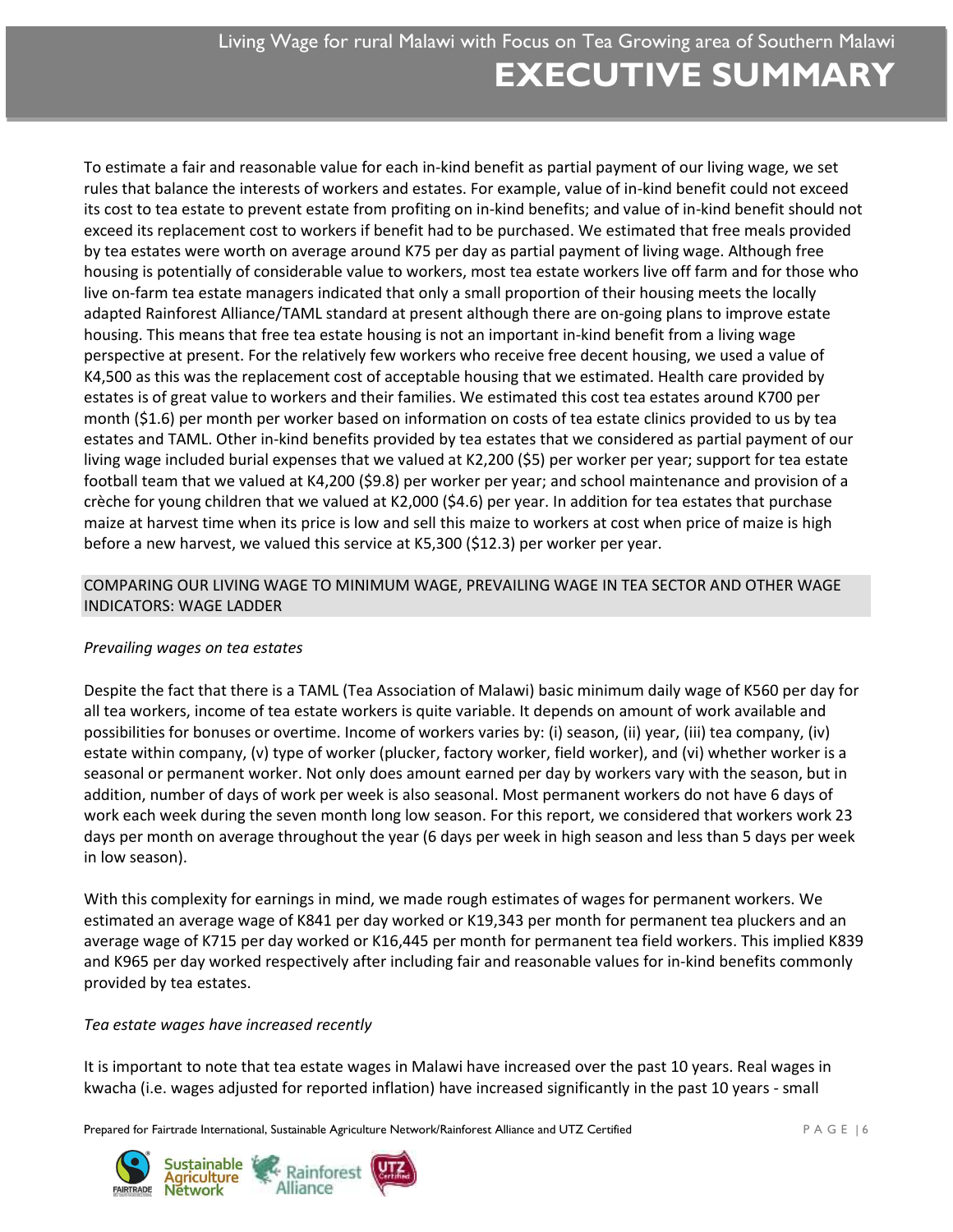To estimate a fair and reasonable value for each in-kind benefit as partial payment of our living wage, we set rules that balance the interests of workers and estates. For example, value of in-kind benefit could not exceed its cost to tea estate to prevent estate from profiting on in-kind benefits; and value of in-kind benefit should not exceed its replacement cost to workers if benefit had to be purchased. We estimated that free meals provided by tea estates were worth on average around K75 per day as partial payment of living wage. Although free housing is potentially of considerable value to workers, most tea estate workers live off farm and for those who live on-farm tea estate managers indicated that only a small proportion of their housing meets the locally adapted Rainforest Alliance/TAML standard at present although there are on-going plans to improve estate housing. This means that free tea estate housing is not an important in-kind benefit from a living wage perspective at present. For the relatively few workers who receive free decent housing, we used a value of K4,500 as this was the replacement cost of acceptable housing that we estimated. Health care provided by estates is of great value to workers and their families. We estimated this cost tea estates around K700 per month ($1.6) per month per worker based on information on costs of tea estate clinics provided to us by tea estates and TAML. Other in-kind benefits provided by tea estates that we considered as partial payment of our living wage included burial expenses that we valued at K2,200 ($5) per worker per year; support for tea estate football team that we valued at K4,200 ($9.8) per worker per year; and school maintenance and provision of a crèche for young children that we valued at K2,000 ($4.6) per year. In addition for tea estates that purchase maize at harvest time when its price is low and sell this maize to workers at cost when price of maize is high before a new harvest, we valued this service at K5,300 ($12.3) per worker per year.

## COMPARING OUR LIVING WAGE TO MINIMUM WAGE, PREVAILING WAGE IN TEA SECTOR AND OTHER WAGE INDICATORS: WAGE LADDER

*Prevailing wages on tea estates*

Despite the fact that there is a TAML (Tea Association of Malawi) basic minimum daily wage of K560 per day for all tea workers, income of tea estate workers is quite variable. It depends on amount of work available and possibilities for bonuses or overtime. Income of workers varies by: (i) season, (ii) year, (iii) tea company, (iv) estate within company, (v) type of worker (plucker, factory worker, field worker), and (vi) whether worker is a seasonal or permanent worker. Not only does amount earned per day by workers vary with the season, but in addition, number of days of work per week is also seasonal. Most permanent workers do not have 6 days of work each week during the seven month long low season. For this report, we considered that workers work 23 days per month on average throughout the year (6 days per week in high season and less than 5 days per week in low season).

With this complexity for earnings in mind, we made rough estimates of wages for permanent workers. We estimated an average wage of K841 per day worked or K19,343 per month for permanent tea pluckers and an average wage of K715 per day worked or K16,445 per month for permanent tea field workers. This implied K839 and K965 per day worked respectively after including fair and reasonable values for in-kind benefits commonly provided by tea estates.

*Tea estate wages have increased recently*

It is important to note that tea estate wages in Malawi have increased over the past 10 years. Real wages in kwacha (i.e. wages adjusted for reported inflation) have increased significantly in the past 10 years - small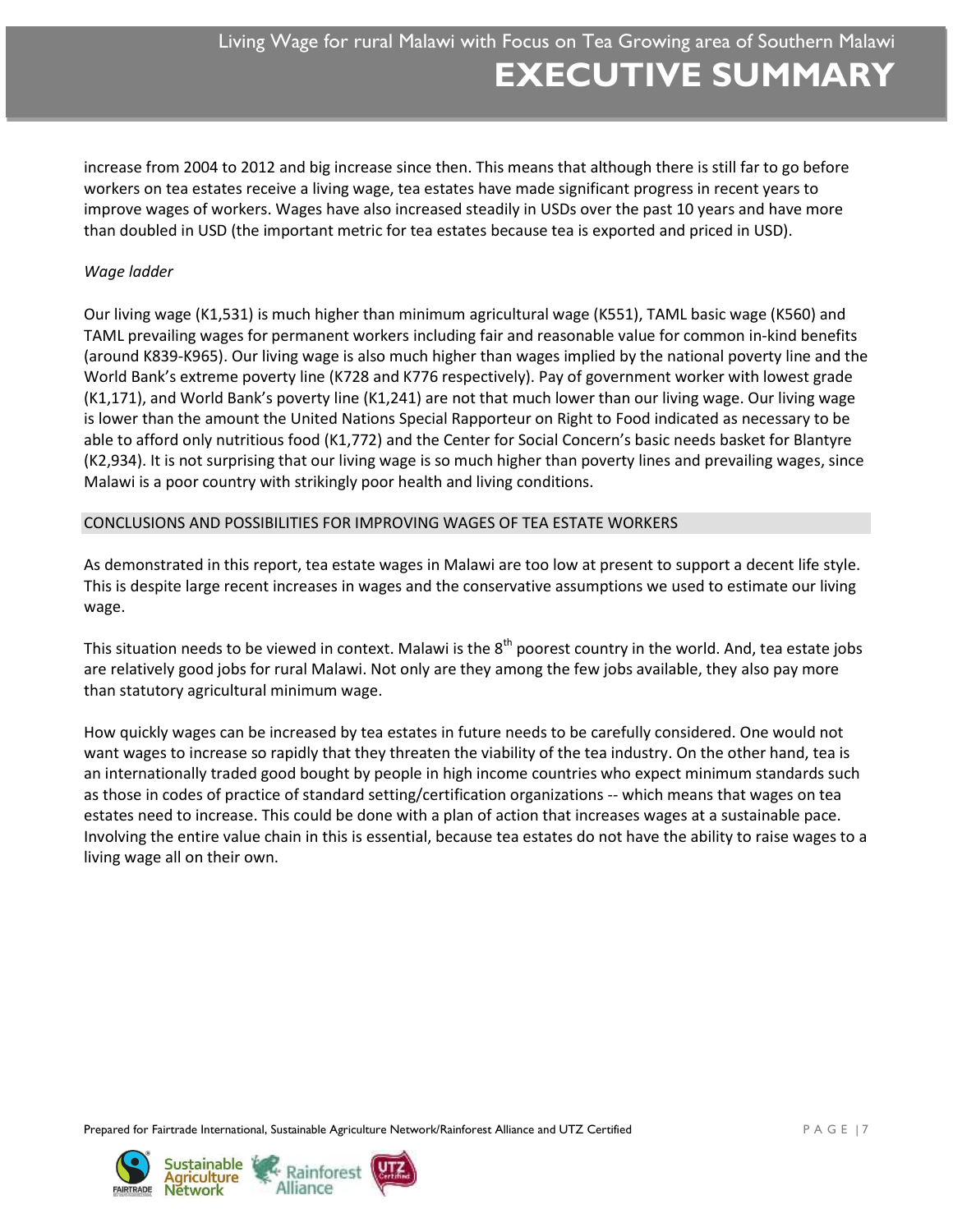increase from 2004 to 2012 and big increase since then. This means that although there is still far to go before workers on tea estates receive a living wage, tea estates have made significant progress in recent years to improve wages of workers. Wages have also increased steadily in USDs over the past 10 years and have more than doubled in USD (the important metric for tea estates because tea is exported and priced in USD).

*Wage ladder*

Our living wage (K1,531) is much higher than minimum agricultural wage (K551), TAML basic wage (K560) and TAML prevailing wages for permanent workers including fair and reasonable value for common in-kind benefits (around K839-K965). Our living wage is also much higher than wages implied by the national poverty line and the World Bank's extreme poverty line (K728 and K776 respectively). Pay of government worker with lowest grade (K1,171), and World Bank's poverty line (K1,241) are not that much lower than our living wage. Our living wage is lower than the amount the United Nations Special Rapporteur on Right to Food indicated as necessary to be able to afford only nutritious food (K1,772) and the Center for Social Concern's basic needs basket for Blantyre (K2,934). It is not surprising that our living wage is so much higher than poverty lines and prevailing wages, since Malawi is a poor country with strikingly poor health and living conditions.

## CONCLUSIONS AND POSSIBILITIES FOR IMPROVING WAGES OF TEA ESTATE WORKERS

As demonstrated in this report, tea estate wages in Malawi are too low at present to support a decent life style. This is despite large recent increases in wages and the conservative assumptions we used to estimate our living wage.

This situation needs to be viewed in context. Malawi is the 8th poorest country in the world. And, tea estate jobs are relatively good jobs for rural Malawi. Not only are they among the few jobs available, they also pay more than statutory agricultural minimum wage.

How quickly wages can be increased by tea estates in future needs to be carefully considered. One would not want wages to increase so rapidly that they threaten the viability of the tea industry. On the other hand, tea is an internationally traded good bought by people in high income countries who expect minimum standards such as those in codes of practice of standard setting/certification organizations -- which means that wages on tea estates need to increase. This could be done with a plan of action that increases wages at a sustainable pace. Involving the entire value chain in this is essential, because tea estates do not have the ability to raise wages to a living wage all on their own.